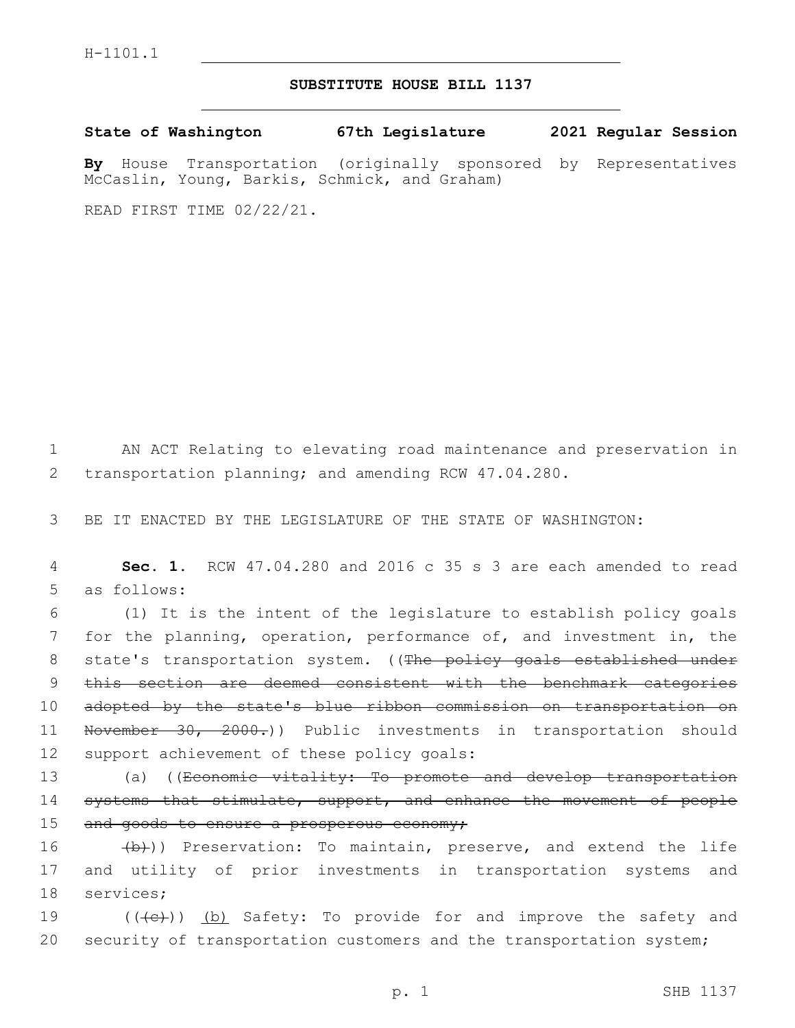H-1101.1

**SUBSTITUTE HOUSE BILL 1137**

**State of Washington 67th Legislature 2021 Regular Session**

**By** House Transportation (originally sponsored by Representatives McCaslin, Young, Barkis, Schmick, and Graham)

READ FIRST TIME 02/22/21.

AN ACT Relating to elevating road maintenance and preservation in transportation planning; and amending RCW 47.04.280.

BE IT ENACTED BY THE LEGISLATURE OF THE STATE OF WASHINGTON:

**Sec. 1.** RCW 47.04.280 and 2016 c 35 s 3 are each amended to read as follows:

(1) It is the intent of the legislature to establish policy goals for the planning, operation, performance of, and investment in, the state's transportation system. ((~~The policy goals established under this section are deemed consistent with the benchmark categories adopted by the state's blue ribbon commission on transportation on November 30, 2000.~~)) Public investments in transportation should support achievement of these policy goals:

(a) ((~~Economic vitality: To promote and develop transportation systems that stimulate, support, and enhance the movement of people and goods to ensure a prosperous economy;~~

~~(b)~~)) Preservation: To maintain, preserve, and extend the life and utility of prior investments in transportation systems and services;

((~~(c)~~)) (b) Safety: To provide for and improve the safety and security of transportation customers and the transportation system;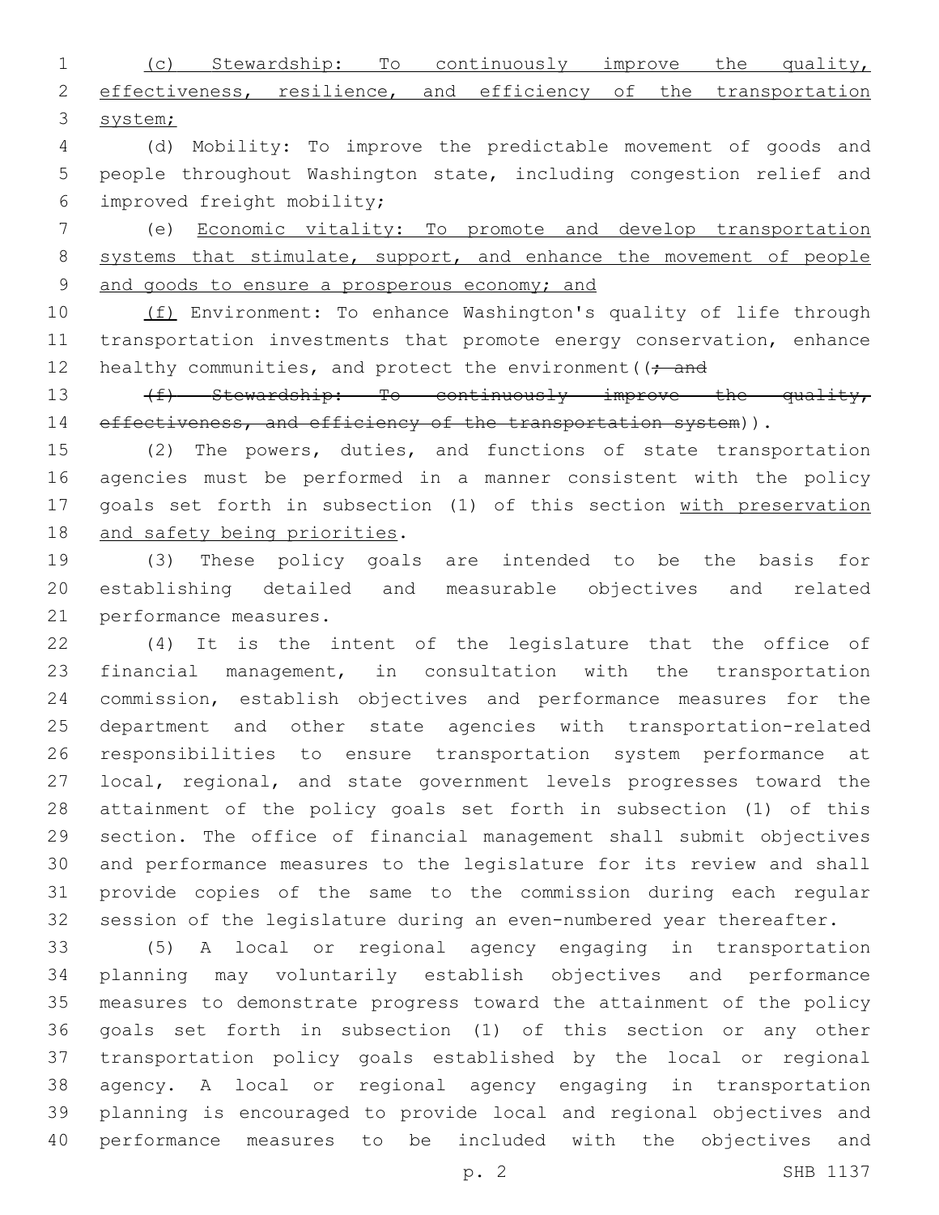(c) Stewardship: To continuously improve the quality, effectiveness, resilience, and efficiency of the transportation system;

(d) Mobility: To improve the predictable movement of goods and people throughout Washington state, including congestion relief and improved freight mobility;

(e) Economic vitality: To promote and develop transportation systems that stimulate, support, and enhance the movement of people and goods to ensure a prosperous economy; and

(f) Environment: To enhance Washington's quality of life through transportation investments that promote energy conservation, enhance healthy communities, and protect the environment((~~; and~~

~~(f) Stewardship: To continuously improve the quality, effectiveness, and efficiency of the transportation system~~)).

(2) The powers, duties, and functions of state transportation agencies must be performed in a manner consistent with the policy goals set forth in subsection (1) of this section with preservation and safety being priorities.

(3) These policy goals are intended to be the basis for establishing detailed and measurable objectives and related performance measures.

(4) It is the intent of the legislature that the office of financial management, in consultation with the transportation commission, establish objectives and performance measures for the department and other state agencies with transportation-related responsibilities to ensure transportation system performance at local, regional, and state government levels progresses toward the attainment of the policy goals set forth in subsection (1) of this section. The office of financial management shall submit objectives and performance measures to the legislature for its review and shall provide copies of the same to the commission during each regular session of the legislature during an even-numbered year thereafter.

(5) A local or regional agency engaging in transportation planning may voluntarily establish objectives and performance measures to demonstrate progress toward the attainment of the policy goals set forth in subsection (1) of this section or any other transportation policy goals established by the local or regional agency. A local or regional agency engaging in transportation planning is encouraged to provide local and regional objectives and performance measures to be included with the objectives and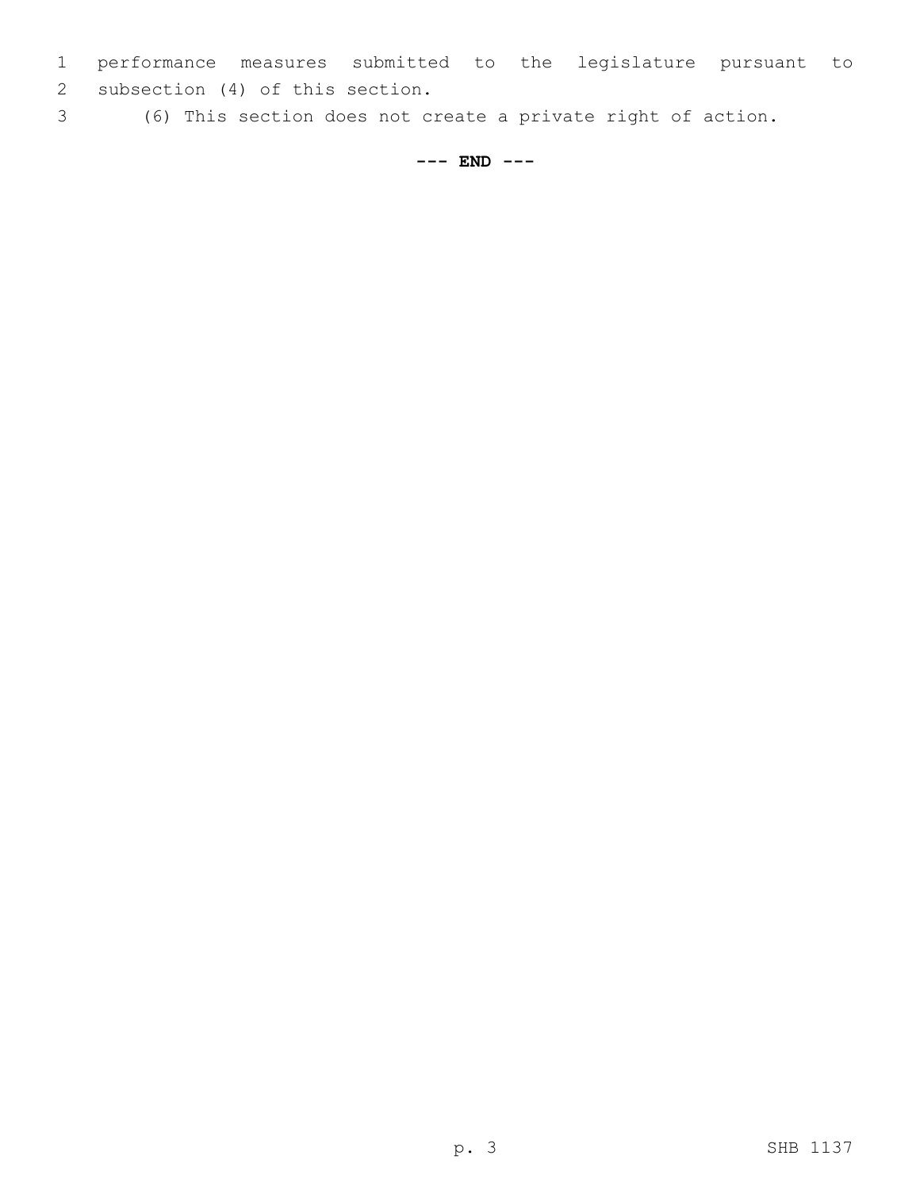performance measures submitted to the legislature pursuant to subsection (4) of this section.

(6) This section does not create a private right of action.

**--- END ---**